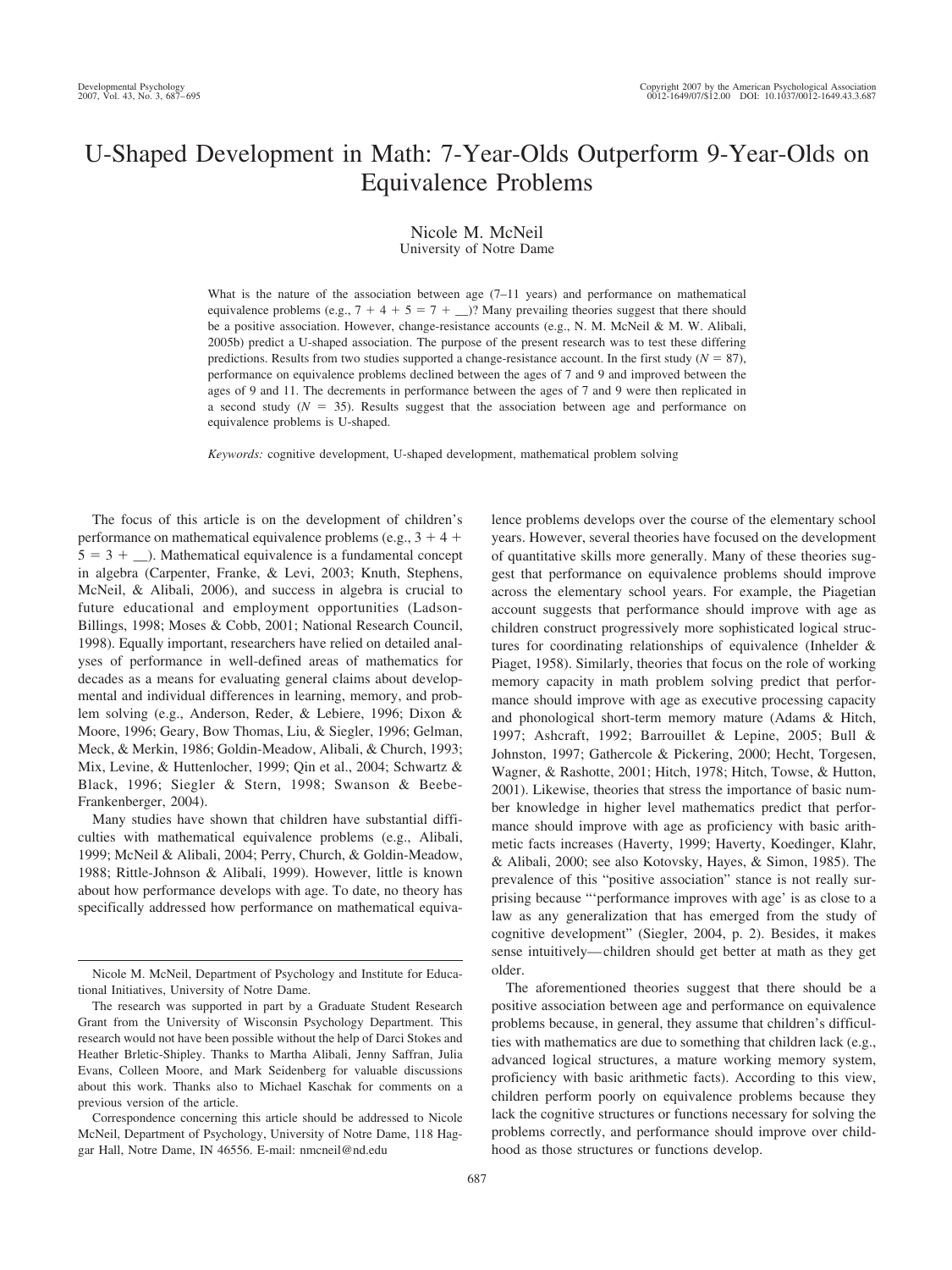# U-Shaped Development in Math: 7-Year-Olds Outperform 9-Year-Olds on Equivalence Problems

Nicole M. McNeil
University of Notre Dame

What is the nature of the association between age (7–11 years) and performance on mathematical equivalence problems (e.g., 7 + 4 + 5 = 7 + __)? Many prevailing theories suggest that there should be a positive association. However, change-resistance accounts (e.g., N. M. McNeil & M. W. Alibali, 2005b) predict a U-shaped association. The purpose of the present research was to test these differing predictions. Results from two studies supported a change-resistance account. In the first study ($N = 87$), performance on equivalence problems declined between the ages of 7 and 9 and improved between the ages of 9 and 11. The decrements in performance between the ages of 7 and 9 were then replicated in a second study ($N = 35$). Results suggest that the association between age and performance on equivalence problems is U-shaped.

*Keywords:* cognitive development, U-shaped development, mathematical problem solving

The focus of this article is on the development of children's performance on mathematical equivalence problems (e.g., 3 + 4 + 5 = 3 + __). Mathematical equivalence is a fundamental concept in algebra (Carpenter, Franke, & Levi, 2003; Knuth, Stephens, McNeil, & Alibali, 2006), and success in algebra is crucial to future educational and employment opportunities (Ladson-Billings, 1998; Moses & Cobb, 2001; National Research Council, 1998). Equally important, researchers have relied on detailed analyses of performance in well-defined areas of mathematics for decades as a means for evaluating general claims about developmental and individual differences in learning, memory, and problem solving (e.g., Anderson, Reder, & Lebiere, 1996; Dixon & Moore, 1996; Geary, Bow Thomas, Liu, & Siegler, 1996; Gelman, Meck, & Merkin, 1986; Goldin-Meadow, Alibali, & Church, 1993; Mix, Levine, & Huttenlocher, 1999; Qin et al., 2004; Schwartz & Black, 1996; Siegler & Stern, 1998; Swanson & Beebe-Frankenberger, 2004).

Many studies have shown that children have substantial difficulties with mathematical equivalence problems (e.g., Alibali, 1999; McNeil & Alibali, 2004; Perry, Church, & Goldin-Meadow, 1988; Rittle-Johnson & Alibali, 1999). However, little is known about how performance develops with age. To date, no theory has specifically addressed how performance on mathematical equivalence problems develops over the course of the elementary school years. However, several theories have focused on the development of quantitative skills more generally. Many of these theories suggest that performance on equivalence problems should improve across the elementary school years. For example, the Piagetian account suggests that performance should improve with age as children construct progressively more sophisticated logical structures for coordinating relationships of equivalence (Inhelder & Piaget, 1958). Similarly, theories that focus on the role of working memory capacity in math problem solving predict that performance should improve with age as executive processing capacity and phonological short-term memory mature (Adams & Hitch, 1997; Ashcraft, 1992; Barrouillet & Lepine, 2005; Bull & Johnston, 1997; Gathercole & Pickering, 2000; Hecht, Torgesen, Wagner, & Rashotte, 2001; Hitch, 1978; Hitch, Towse, & Hutton, 2001). Likewise, theories that stress the importance of basic number knowledge in higher level mathematics predict that performance should improve with age as proficiency with basic arithmetic facts increases (Haverty, 1999; Haverty, Koedinger, Klahr, & Alibali, 2000; see also Kotovsky, Hayes, & Simon, 1985). The prevalence of this "positive association" stance is not really surprising because "'performance improves with age' is as close to a law as any generalization that has emerged from the study of cognitive development" (Siegler, 2004, p. 2). Besides, it makes sense intuitively—children should get better at math as they get older.

The aforementioned theories suggest that there should be a positive association between age and performance on equivalence problems because, in general, they assume that children's difficulties with mathematics are due to something that children lack (e.g., advanced logical structures, a mature working memory system, proficiency with basic arithmetic facts). According to this view, children perform poorly on equivalence problems because they lack the cognitive structures or functions necessary for solving the problems correctly, and performance should improve over childhood as those structures or functions develop.

---

Nicole M. McNeil, Department of Psychology and Institute for Educational Initiatives, University of Notre Dame.

The research was supported in part by a Graduate Student Research Grant from the University of Wisconsin Psychology Department. This research would not have been possible without the help of Darci Stokes and Heather Brletic-Shipley. Thanks to Martha Alibali, Jenny Saffran, Julia Evans, Colleen Moore, and Mark Seidenberg for valuable discussions about this work. Thanks also to Michael Kaschak for comments on a previous version of the article.

Correspondence concerning this article should be addressed to Nicole McNeil, Department of Psychology, University of Notre Dame, 118 Haggar Hall, Notre Dame, IN 46556. E-mail: nmcneil@nd.edu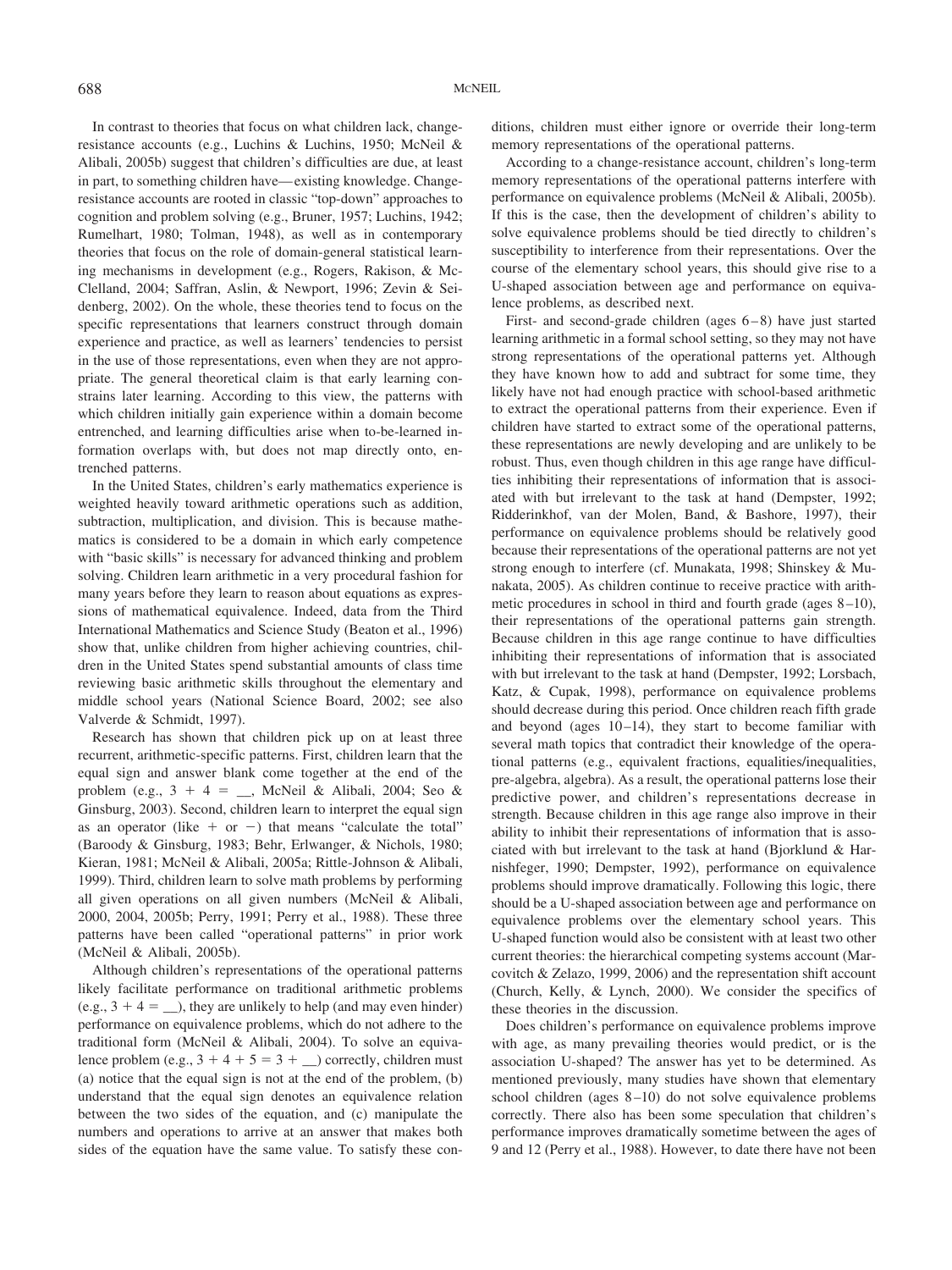In contrast to theories that focus on what children lack, change-resistance accounts (e.g., Luchins & Luchins, 1950; McNeil & Alibali, 2005b) suggest that children's difficulties are due, at least in part, to something children have—existing knowledge. Change-resistance accounts are rooted in classic "top-down" approaches to cognition and problem solving (e.g., Bruner, 1957; Luchins, 1942; Rumelhart, 1980; Tolman, 1948), as well as in contemporary theories that focus on the role of domain-general statistical learning mechanisms in development (e.g., Rogers, Rakison, & McClelland, 2004; Saffran, Aslin, & Newport, 1996; Zevin & Seidenberg, 2002). On the whole, these theories tend to focus on the specific representations that learners construct through domain experience and practice, as well as learners' tendencies to persist in the use of those representations, even when they are not appropriate. The general theoretical claim is that early learning constrains later learning. According to this view, the patterns with which children initially gain experience within a domain become entrenched, and learning difficulties arise when to-be-learned information overlaps with, but does not map directly onto, entrenched patterns.

In the United States, children's early mathematics experience is weighted heavily toward arithmetic operations such as addition, subtraction, multiplication, and division. This is because mathematics is considered to be a domain in which early competence with "basic skills" is necessary for advanced thinking and problem solving. Children learn arithmetic in a very procedural fashion for many years before they learn to reason about equations as expressions of mathematical equivalence. Indeed, data from the Third International Mathematics and Science Study (Beaton et al., 1996) show that, unlike children from higher achieving countries, children in the United States spend substantial amounts of class time reviewing basic arithmetic skills throughout the elementary and middle school years (National Science Board, 2002; see also Valverde & Schmidt, 1997).

Research has shown that children pick up on at least three recurrent, arithmetic-specific patterns. First, children learn that the equal sign and answer blank come together at the end of the problem (e.g., $3 + 4 =$ __, McNeil & Alibali, 2004; Seo & Ginsburg, 2003). Second, children learn to interpret the equal sign as an operator (like $+$ or $-$) that means "calculate the total" (Baroody & Ginsburg, 1983; Behr, Erlwanger, & Nichols, 1980; Kieran, 1981; McNeil & Alibali, 2005a; Rittle-Johnson & Alibali, 1999). Third, children learn to solve math problems by performing all given operations on all given numbers (McNeil & Alibali, 2000, 2004, 2005b; Perry, 1991; Perry et al., 1988). These three patterns have been called "operational patterns" in prior work (McNeil & Alibali, 2005b).

Although children's representations of the operational patterns likely facilitate performance on traditional arithmetic problems (e.g., $3 + 4 =$ __), they are unlikely to help (and may even hinder) performance on equivalence problems, which do not adhere to the traditional form (McNeil & Alibali, 2004). To solve an equivalence problem (e.g., $3 + 4 + 5 = 3 +$ __) correctly, children must (a) notice that the equal sign is not at the end of the problem, (b) understand that the equal sign denotes an equivalence relation between the two sides of the equation, and (c) manipulate the numbers and operations to arrive at an answer that makes both sides of the equation have the same value. To satisfy these conditions, children must either ignore or override their long-term memory representations of the operational patterns.

According to a change-resistance account, children's long-term memory representations of the operational patterns interfere with performance on equivalence problems (McNeil & Alibali, 2005b). If this is the case, then the development of children's ability to solve equivalence problems should be tied directly to children's susceptibility to interference from their representations. Over the course of the elementary school years, this should give rise to a U-shaped association between age and performance on equivalence problems, as described next.

First- and second-grade children (ages 6–8) have just started learning arithmetic in a formal school setting, so they may not have strong representations of the operational patterns yet. Although they have known how to add and subtract for some time, they likely have not had enough practice with school-based arithmetic to extract the operational patterns from their experience. Even if children have started to extract some of the operational patterns, these representations are newly developing and are unlikely to be robust. Thus, even though children in this age range have difficulties inhibiting their representations of information that is associated with but irrelevant to the task at hand (Dempster, 1992; Ridderinkhof, van der Molen, Band, & Bashore, 1997), their performance on equivalence problems should be relatively good because their representations of the operational patterns are not yet strong enough to interfere (cf. Munakata, 1998; Shinskey & Munakata, 2005). As children continue to receive practice with arithmetic procedures in school in third and fourth grade (ages 8–10), their representations of the operational patterns gain strength. Because children in this age range continue to have difficulties inhibiting their representations of information that is associated with but irrelevant to the task at hand (Dempster, 1992; Lorsbach, Katz, & Cupak, 1998), performance on equivalence problems should decrease during this period. Once children reach fifth grade and beyond (ages 10–14), they start to become familiar with several math topics that contradict their knowledge of the operational patterns (e.g., equivalent fractions, equalities/inequalities, pre-algebra, algebra). As a result, the operational patterns lose their predictive power, and children's representations decrease in strength. Because children in this age range also improve in their ability to inhibit their representations of information that is associated with but irrelevant to the task at hand (Bjorklund & Harnishfeger, 1990; Dempster, 1992), performance on equivalence problems should improve dramatically. Following this logic, there should be a U-shaped association between age and performance on equivalence problems over the elementary school years. This U-shaped function would also be consistent with at least two other current theories: the hierarchical competing systems account (Marcovitch & Zelazo, 1999, 2006) and the representation shift account (Church, Kelly, & Lynch, 2000). We consider the specifics of these theories in the discussion.

Does children's performance on equivalence problems improve with age, as many prevailing theories would predict, or is the association U-shaped? The answer has yet to be determined. As mentioned previously, many studies have shown that elementary school children (ages 8–10) do not solve equivalence problems correctly. There also has been some speculation that children's performance improves dramatically sometime between the ages of 9 and 12 (Perry et al., 1988). However, to date there have not been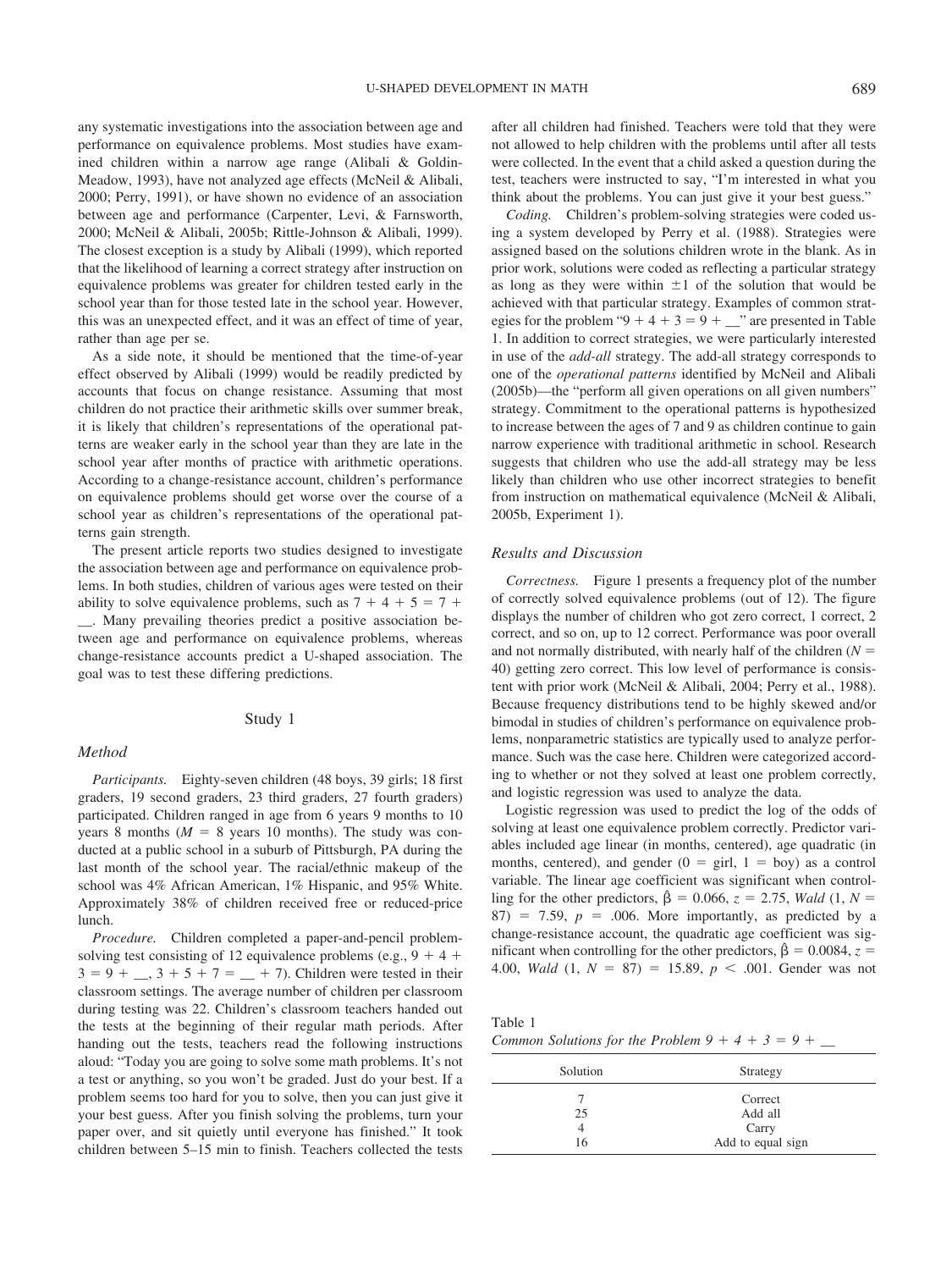any systematic investigations into the association between age and performance on equivalence problems. Most studies have examined children within a narrow age range (Alibali & Goldin-Meadow, 1993), have not analyzed age effects (McNeil & Alibali, 2000; Perry, 1991), or have shown no evidence of an association between age and performance (Carpenter, Levi, & Farnsworth, 2000; McNeil & Alibali, 2005b; Rittle-Johnson & Alibali, 1999). The closest exception is a study by Alibali (1999), which reported that the likelihood of learning a correct strategy after instruction on equivalence problems was greater for children tested early in the school year than for those tested late in the school year. However, this was an unexpected effect, and it was an effect of time of year, rather than age per se.

As a side note, it should be mentioned that the time-of-year effect observed by Alibali (1999) would be readily predicted by accounts that focus on change resistance. Assuming that most children do not practice their arithmetic skills over summer break, it is likely that children's representations of the operational patterns are weaker early in the school year than they are late in the school year after months of practice with arithmetic operations. According to a change-resistance account, children's performance on equivalence problems should get worse over the course of a school year as children's representations of the operational patterns gain strength.

The present article reports two studies designed to investigate the association between age and performance on equivalence problems. In both studies, children of various ages were tested on their ability to solve equivalence problems, such as $7 + 4 + 5 = 7 +$ __. Many prevailing theories predict a positive association between age and performance on equivalence problems, whereas change-resistance accounts predict a U-shaped association. The goal was to test these differing predictions.

## Study 1

### Method

*Participants.* Eighty-seven children (48 boys, 39 girls; 18 first graders, 19 second graders, 23 third graders, 27 fourth graders) participated. Children ranged in age from 6 years 9 months to 10 years 8 months ($M$ = 8 years 10 months). The study was conducted at a public school in a suburb of Pittsburgh, PA during the last month of the school year. The racial/ethnic makeup of the school was 4% African American, 1% Hispanic, and 95% White. Approximately 38% of children received free or reduced-price lunch.

*Procedure.* Children completed a paper-and-pencil problem-solving test consisting of 12 equivalence problems (e.g., $9 + 4 + 3 = 9 +$ __, $3 + 5 + 7 =$ __ $+ 7$). Children were tested in their classroom settings. The average number of children per classroom during testing was 22. Children's classroom teachers handed out the tests at the beginning of their regular math periods. After handing out the tests, teachers read the following instructions aloud: "Today you are going to solve some math problems. It's not a test or anything, so you won't be graded. Just do your best. If a problem seems too hard for you to solve, then you can just give it your best guess. After you finish solving the problems, turn your paper over, and sit quietly until everyone has finished." It took children between 5–15 min to finish. Teachers collected the tests after all children had finished. Teachers were told that they were not allowed to help children with the problems until after all tests were collected. In the event that a child asked a question during the test, teachers were instructed to say, "I'm interested in what you think about the problems. You can just give it your best guess."

*Coding.* Children's problem-solving strategies were coded using a system developed by Perry et al. (1988). Strategies were assigned based on the solutions children wrote in the blank. As in prior work, solutions were coded as reflecting a particular strategy as long as they were within $\pm 1$ of the solution that would be achieved with that particular strategy. Examples of common strategies for the problem "$9 + 4 + 3 = 9 +$ __" are presented in Table 1. In addition to correct strategies, we were particularly interested in use of the *add-all* strategy. The add-all strategy corresponds to one of the *operational patterns* identified by McNeil and Alibali (2005b)—the "perform all given operations on all given numbers" strategy. Commitment to the operational patterns is hypothesized to increase between the ages of 7 and 9 as children continue to gain narrow experience with traditional arithmetic in school. Research suggests that children who use the add-all strategy may be less likely than children who use other incorrect strategies to benefit from instruction on mathematical equivalence (McNeil & Alibali, 2005b, Experiment 1).

### Results and Discussion

*Correctness.* Figure 1 presents a frequency plot of the number of correctly solved equivalence problems (out of 12). The figure displays the number of children who got zero correct, 1 correct, 2 correct, and so on, up to 12 correct. Performance was poor overall and not normally distributed, with nearly half of the children ($N$ = 40) getting zero correct. This low level of performance is consistent with prior work (McNeil & Alibali, 2004; Perry et al., 1988). Because frequency distributions tend to be highly skewed and/or bimodal in studies of children's performance on equivalence problems, nonparametric statistics are typically used to analyze performance. Such was the case here. Children were categorized according to whether or not they solved at least one problem correctly, and logistic regression was used to analyze the data.

Logistic regression was used to predict the log of the odds of solving at least one equivalence problem correctly. Predictor variables included age linear (in months, centered), age quadratic (in months, centered), and gender (0 = girl, 1 = boy) as a control variable. The linear age coefficient was significant when controlling for the other predictors, $\hat{\beta} = 0.066$, $z = 2.75$, *Wald* $(1, N = 87) = 7.59$, $p = .006$. More importantly, as predicted by a change-resistance account, the quadratic age coefficient was significant when controlling for the other predictors, $\hat{\beta} = 0.0084$, $z = 4.00$, *Wald* $(1, N = 87) = 15.89$, $p < .001$. Gender was not

Table 1
*Common Solutions for the Problem $9 + 4 + 3 = 9 +$ __*

| Solution | Strategy |
|---|---|
| 7 | Correct |
| 25 | Add all |
| 4 | Carry |
| 16 | Add to equal sign |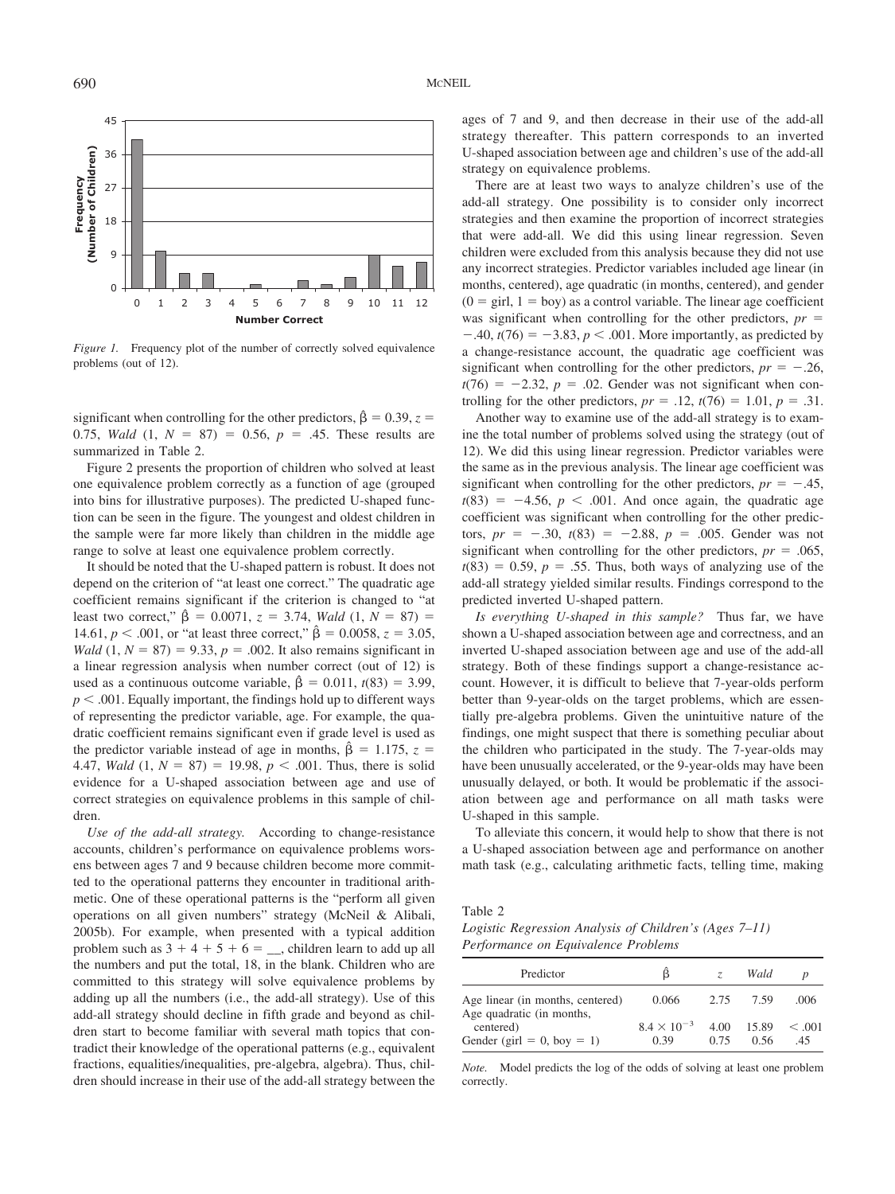*Figure 1.* Frequency plot of the number of correctly solved equivalence problems (out of 12).

significant when controlling for the other predictors, $\hat{\beta} = 0.39$, $z = 0.75$, *Wald* $(1, N = 87) = 0.56$, $p = .45$. These results are summarized in Table 2.

Figure 2 presents the proportion of children who solved at least one equivalence problem correctly as a function of age (grouped into bins for illustrative purposes). The predicted U-shaped function can be seen in the figure. The youngest and oldest children in the sample were far more likely than children in the middle age range to solve at least one equivalence problem correctly.

It should be noted that the U-shaped pattern is robust. It does not depend on the criterion of "at least one correct." The quadratic age coefficient remains significant if the criterion is changed to "at least two correct," $\hat{\beta} = 0.0071$, $z = 3.74$, *Wald* $(1, N = 87) = 14.61$, $p < .001$, or "at least three correct," $\hat{\beta} = 0.0058$, $z = 3.05$, *Wald* $(1, N = 87) = 9.33$, $p = .002$. It also remains significant in a linear regression analysis when number correct (out of 12) is used as a continuous outcome variable, $\hat{\beta} = 0.011$, $t(83) = 3.99$, $p < .001$. Equally important, the findings hold up to different ways of representing the predictor variable, age. For example, the quadratic coefficient remains significant even if grade level is used as the predictor variable instead of age in months, $\hat{\beta} = 1.175$, $z = 4.47$, *Wald* $(1, N = 87) = 19.98$, $p < .001$. Thus, there is solid evidence for a U-shaped association between age and use of correct strategies on equivalence problems in this sample of children.

*Use of the add-all strategy.* According to change-resistance accounts, children's performance on equivalence problems worsens between ages 7 and 9 because children become more committed to the operational patterns they encounter in traditional arithmetic. One of these operational patterns is the "perform all given operations on all given numbers" strategy (McNeil & Alibali, 2005b). For example, when presented with a typical addition problem such as 3 + 4 + 5 + 6 = __, children learn to add up all the numbers and put the total, 18, in the blank. Children who are committed to this strategy will solve equivalence problems by adding up all the numbers (i.e., the add-all strategy). Use of this add-all strategy should decline in fifth grade and beyond as children start to become familiar with several math topics that contradict their knowledge of the operational patterns (e.g., equivalent fractions, equalities/inequalities, pre-algebra, algebra). Thus, children should increase in their use of the add-all strategy between the ages of 7 and 9, and then decrease in their use of the add-all strategy thereafter. This pattern corresponds to an inverted U-shaped association between age and children's use of the add-all strategy on equivalence problems.

There are at least two ways to analyze children's use of the add-all strategy. One possibility is to consider only incorrect strategies and then examine the proportion of incorrect strategies that were add-all. We did this using linear regression. Seven children were excluded from this analysis because they did not use any incorrect strategies. Predictor variables included age linear (in months, centered), age quadratic (in months, centered), and gender ($0$ = girl, $1$ = boy) as a control variable. The linear age coefficient was significant when controlling for the other predictors, $pr = -.40$, $t(76) = -3.83$, $p < .001$. More importantly, as predicted by a change-resistance account, the quadratic age coefficient was significant when controlling for the other predictors, $pr = -.26$, $t(76) = -2.32$, $p = .02$. Gender was not significant when controlling for the other predictors, $pr = .12$, $t(76) = 1.01$, $p = .31$.

Another way to examine use of the add-all strategy is to examine the total number of problems solved using the strategy (out of 12). We did this using linear regression. Predictor variables were the same as in the previous analysis. The linear age coefficient was significant when controlling for the other predictors, $pr = -.45$, $t(83) = -4.56$, $p < .001$. And once again, the quadratic age coefficient was significant when controlling for the other predictors, $pr = -.30$, $t(83) = -2.88$, $p = .005$. Gender was not significant when controlling for the other predictors, $pr = .065$, $t(83) = 0.59$, $p = .55$. Thus, both ways of analyzing use of the add-all strategy yielded similar results. Findings correspond to the predicted inverted U-shaped pattern.

*Is everything U-shaped in this sample?* Thus far, we have shown a U-shaped association between age and correctness, and an inverted U-shaped association between age and use of the add-all strategy. Both of these findings support a change-resistance account. However, it is difficult to believe that 7-year-olds perform better than 9-year-olds on the target problems, which are essentially pre-algebra problems. Given the unintuitive nature of the findings, one might suspect that there is something peculiar about the children who participated in the study. The 7-year-olds may have been unusually accelerated, or the 9-year-olds may have been unusually delayed, or both. It would be problematic if the association between age and performance on all math tasks were U-shaped in this sample.

To alleviate this concern, it would help to show that there is not a U-shaped association between age and performance on another math task (e.g., calculating arithmetic facts, telling time, making

Table 2
*Logistic Regression Analysis of Children's (Ages 7–11) Performance on Equivalence Problems*

| Predictor | $\hat{\beta}$ | $z$ | *Wald* | $p$ |
|---|---|---|---|---|
| Age linear (in months, centered) | 0.066 | 2.75 | 7.59 | .006 |
| Age quadratic (in months, centered) | $8.4 \times 10^{-3}$ | 4.00 | 15.89 | $< .001$ |
| Gender (girl = 0, boy = 1) | 0.39 | 0.75 | 0.56 | .45 |

*Note.* Model predicts the log of the odds of solving at least one problem correctly.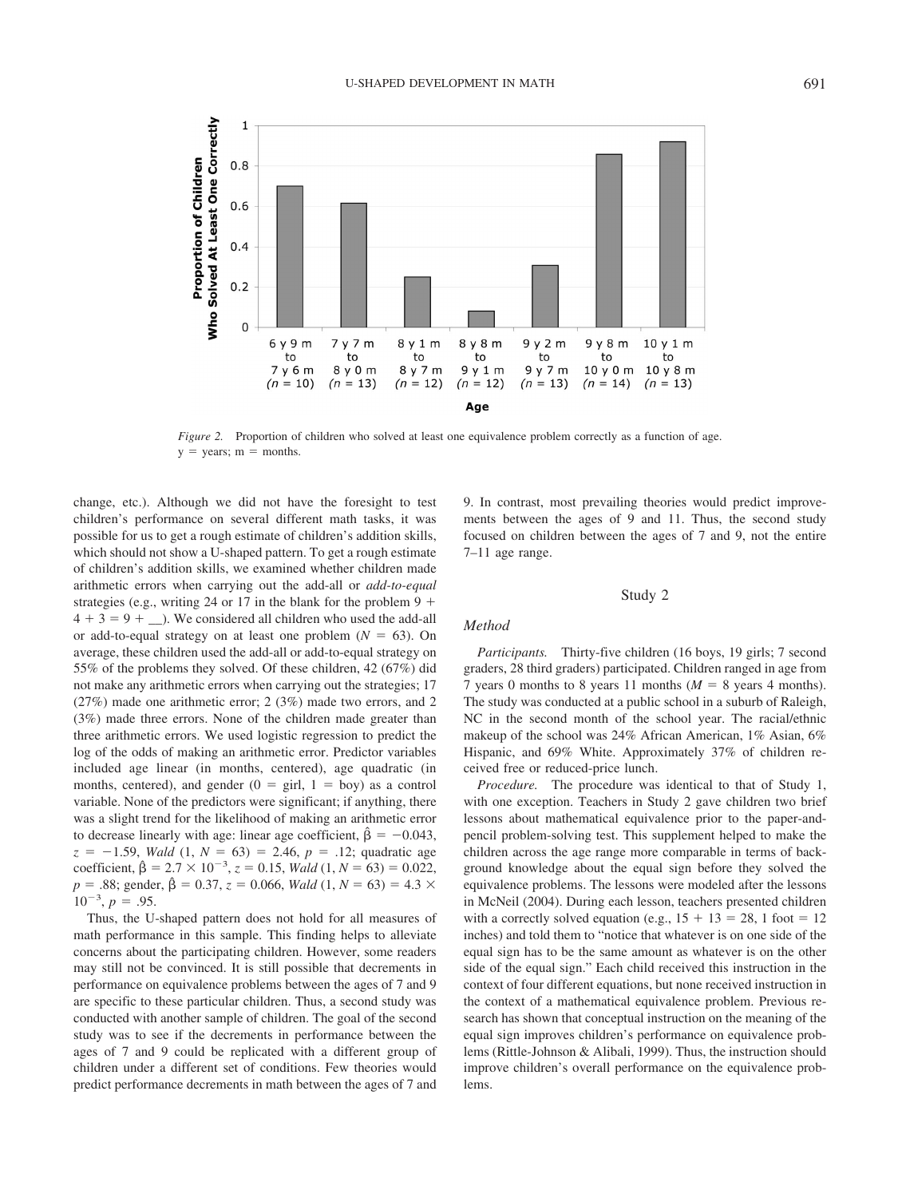*Figure 2.* Proportion of children who solved at least one equivalence problem correctly as a function of age. y = years; m = months.

change, etc.). Although we did not have the foresight to test children's performance on several different math tasks, it was possible for us to get a rough estimate of children's addition skills, which should not show a U-shaped pattern. To get a rough estimate of children's addition skills, we examined whether children made arithmetic errors when carrying out the add-all or *add-to-equal* strategies (e.g., writing 24 or 17 in the blank for the problem 9 + 4 + 3 = 9 + __). We considered all children who used the add-all or add-to-equal strategy on at least one problem ($N$ = 63). On average, these children used the add-all or add-to-equal strategy on 55% of the problems they solved. Of these children, 42 (67%) did not make any arithmetic errors when carrying out the strategies; 17 (27%) made one arithmetic error; 2 (3%) made two errors, and 2 (3%) made three errors. None of the children made greater than three arithmetic errors. We used logistic regression to predict the log of the odds of making an arithmetic error. Predictor variables included age linear (in months, centered), age quadratic (in months, centered), and gender (0 = girl, 1 = boy) as a control variable. None of the predictors were significant; if anything, there was a slight trend for the likelihood of making an arithmetic error to decrease linearly with age: linear age coefficient, $\hat{\beta} = -0.043$, $z = -1.59$, *Wald* $(1, N = 63) = 2.46$, $p = .12$; quadratic age coefficient, $\hat{\beta} = 2.7 \times 10^{-3}$, $z = 0.15$, *Wald* $(1, N = 63) = 0.022$, $p = .88$; gender, $\hat{\beta} = 0.37$, $z = 0.066$, *Wald* $(1, N = 63) = 4.3 \times 10^{-3}$, $p = .95$.

Thus, the U-shaped pattern does not hold for all measures of math performance in this sample. This finding helps to alleviate concerns about the participating children. However, some readers may still not be convinced. It is still possible that decrements in performance on equivalence problems between the ages of 7 and 9 are specific to these particular children. Thus, a second study was conducted with another sample of children. The goal of the second study was to see if the decrements in performance between the ages of 7 and 9 could be replicated with a different group of children under a different set of conditions. Few theories would predict performance decrements in math between the ages of 7 and 9. In contrast, most prevailing theories would predict improvements between the ages of 9 and 11. Thus, the second study focused on children between the ages of 7 and 9, not the entire 7–11 age range.

## Study 2

### Method

*Participants.* Thirty-five children (16 boys, 19 girls; 7 second graders, 28 third graders) participated. Children ranged in age from 7 years 0 months to 8 years 11 months ($M$ = 8 years 4 months). The study was conducted at a public school in a suburb of Raleigh, NC in the second month of the school year. The racial/ethnic makeup of the school was 24% African American, 1% Asian, 6% Hispanic, and 69% White. Approximately 37% of children received free or reduced-price lunch.

*Procedure.* The procedure was identical to that of Study 1, with one exception. Teachers in Study 2 gave children two brief lessons about mathematical equivalence prior to the paper-and-pencil problem-solving test. This supplement helped to make the children across the age range more comparable in terms of background knowledge about the equal sign before they solved the equivalence problems. The lessons were modeled after the lessons in McNeil (2004). During each lesson, teachers presented children with a correctly solved equation (e.g., 15 + 13 = 28, 1 foot = 12 inches) and told them to "notice that whatever is on one side of the equal sign has to be the same amount as whatever is on the other side of the equal sign." Each child received this instruction in the context of four different equations, but none received instruction in the context of a mathematical equivalence problem. Previous research has shown that conceptual instruction on the meaning of the equal sign improves children's performance on equivalence problems (Rittle-Johnson & Alibali, 1999). Thus, the instruction should improve children's overall performance on the equivalence problems.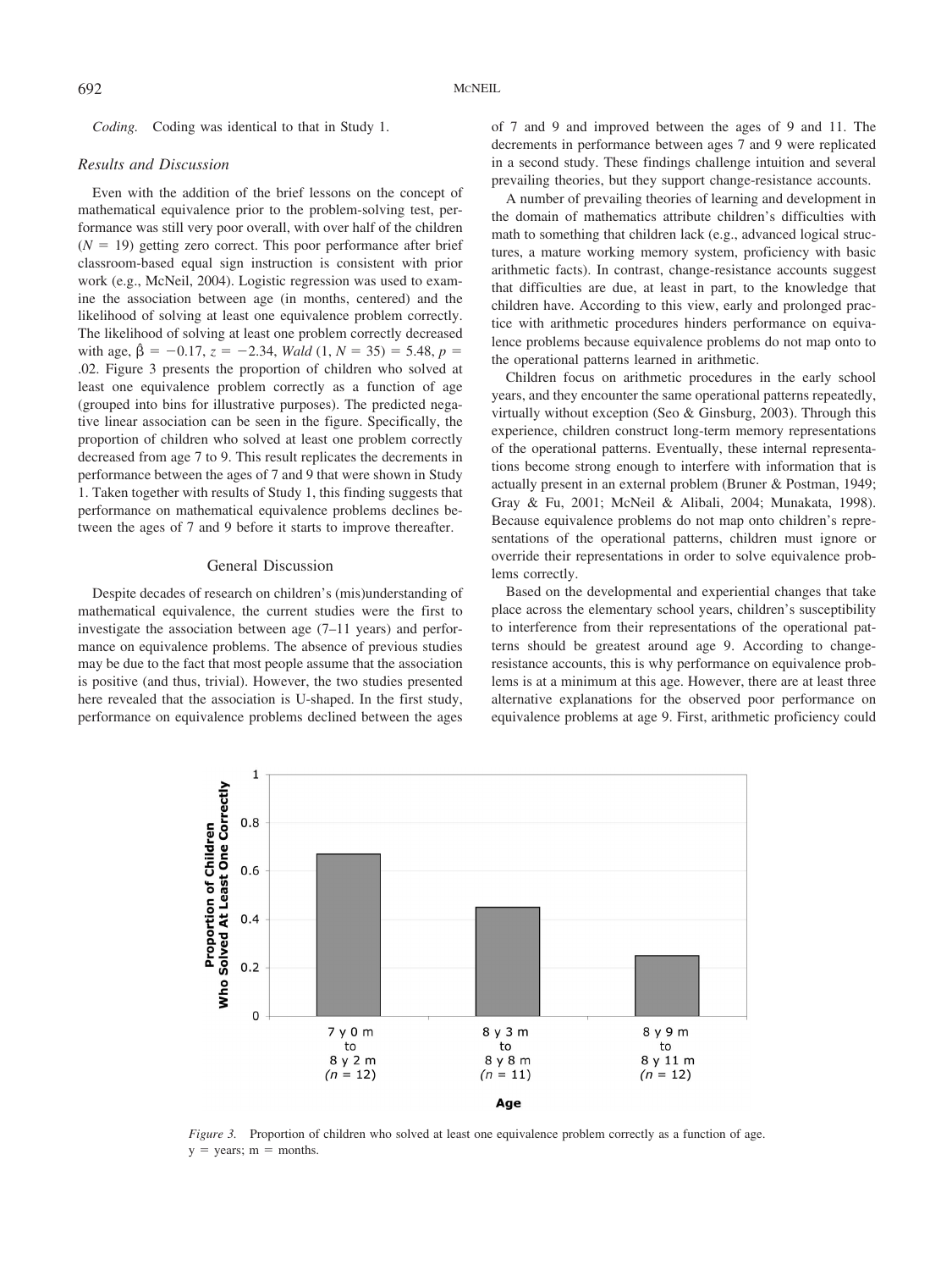*Coding.* Coding was identical to that in Study 1.

### Results and Discussion

Even with the addition of the brief lessons on the concept of mathematical equivalence prior to the problem-solving test, performance was still very poor overall, with over half of the children ($N = 19$) getting zero correct. This poor performance after brief classroom-based equal sign instruction is consistent with prior work (e.g., McNeil, 2004). Logistic regression was used to examine the association between age (in months, centered) and the likelihood of solving at least one equivalence problem correctly. The likelihood of solving at least one problem correctly decreased with age, $\hat{\beta} = -0.17$, $z = -2.34$, $Wald\ (1, N = 35) = 5.48$, $p = .02$. Figure 3 presents the proportion of children who solved at least one equivalence problem correctly as a function of age (grouped into bins for illustrative purposes). The predicted negative linear association can be seen in the figure. Specifically, the proportion of children who solved at least one problem correctly decreased from age 7 to 9. This result replicates the decrements in performance between the ages of 7 and 9 that were shown in Study 1. Taken together with results of Study 1, this finding suggests that performance on mathematical equivalence problems declines between the ages of 7 and 9 before it starts to improve thereafter.

## General Discussion

Despite decades of research on children's (mis)understanding of mathematical equivalence, the current studies were the first to investigate the association between age (7–11 years) and performance on equivalence problems. The absence of previous studies may be due to the fact that most people assume that the association is positive (and thus, trivial). However, the two studies presented here revealed that the association is U-shaped. In the first study, performance on equivalence problems declined between the ages of 7 and 9 and improved between the ages of 9 and 11. The decrements in performance between ages 7 and 9 were replicated in a second study. These findings challenge intuition and several prevailing theories, but they support change-resistance accounts.

A number of prevailing theories of learning and development in the domain of mathematics attribute children's difficulties with math to something that children lack (e.g., advanced logical structures, a mature working memory system, proficiency with basic arithmetic facts). In contrast, change-resistance accounts suggest that difficulties are due, at least in part, to the knowledge that children have. According to this view, early and prolonged practice with arithmetic procedures hinders performance on equivalence problems because equivalence problems do not map onto to the operational patterns learned in arithmetic.

Children focus on arithmetic procedures in the early school years, and they encounter the same operational patterns repeatedly, virtually without exception (Seo & Ginsburg, 2003). Through this experience, children construct long-term memory representations of the operational patterns. Eventually, these internal representations become strong enough to interfere with information that is actually present in an external problem (Bruner & Postman, 1949; Gray & Fu, 2001; McNeil & Alibali, 2004; Munakata, 1998). Because equivalence problems do not map onto children's representations of the operational patterns, children must ignore or override their representations in order to solve equivalence problems correctly.

Based on the developmental and experiential changes that take place across the elementary school years, children's susceptibility to interference from their representations of the operational patterns should be greatest around age 9. According to change-resistance accounts, this is why performance on equivalence problems is at a minimum at this age. However, there are at least three alternative explanations for the observed poor performance on equivalence problems at age 9. First, arithmetic proficiency could

*Figure 3.* Proportion of children who solved at least one equivalence problem correctly as a function of age. y = years; m = months.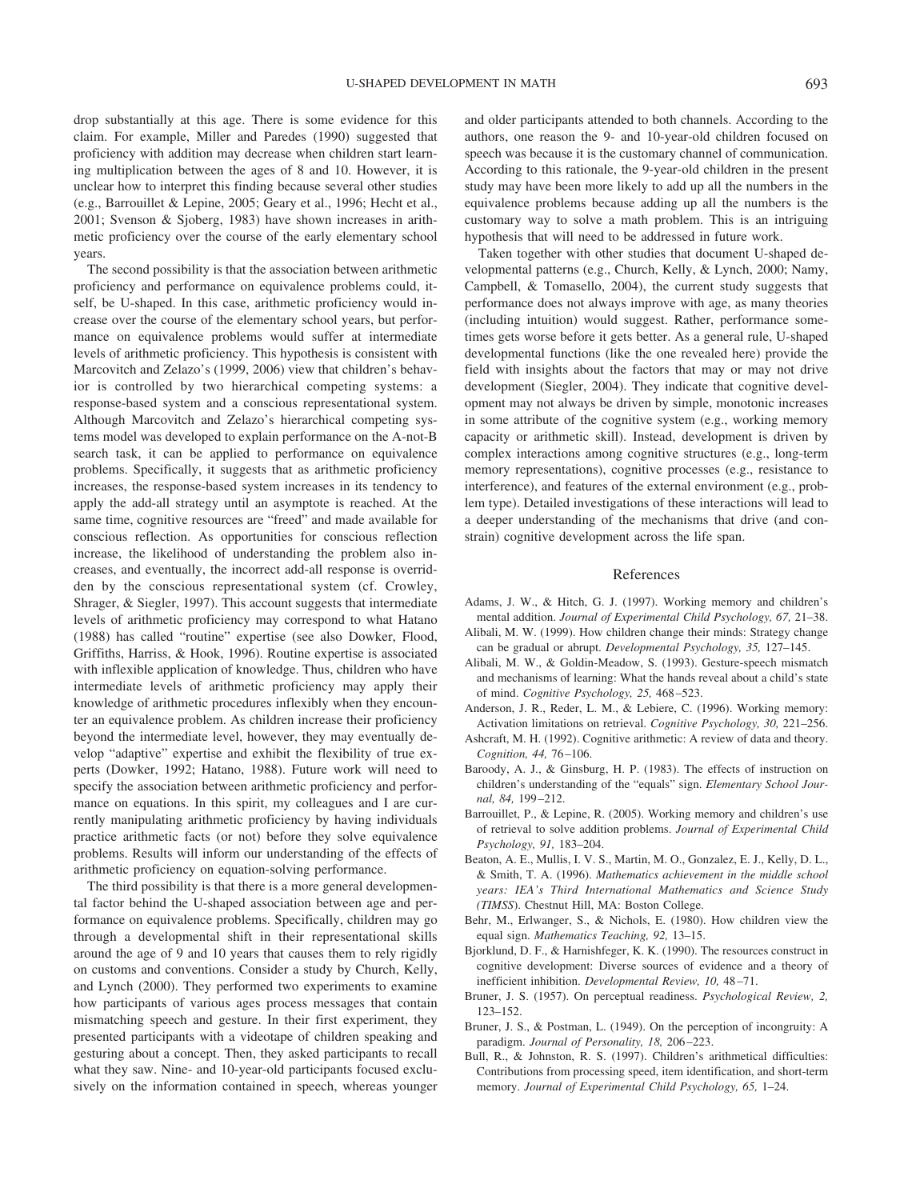drop substantially at this age. There is some evidence for this claim. For example, Miller and Paredes (1990) suggested that proficiency with addition may decrease when children start learning multiplication between the ages of 8 and 10. However, it is unclear how to interpret this finding because several other studies (e.g., Barrouillet & Lepine, 2005; Geary et al., 1996; Hecht et al., 2001; Svenson & Sjoberg, 1983) have shown increases in arithmetic proficiency over the course of the early elementary school years.

The second possibility is that the association between arithmetic proficiency and performance on equivalence problems could, itself, be U-shaped. In this case, arithmetic proficiency would increase over the course of the elementary school years, but performance on equivalence problems would suffer at intermediate levels of arithmetic proficiency. This hypothesis is consistent with Marcovitch and Zelazo's (1999, 2006) view that children's behavior is controlled by two hierarchical competing systems: a response-based system and a conscious representational system. Although Marcovitch and Zelazo's hierarchical competing systems model was developed to explain performance on the A-not-B search task, it can be applied to performance on equivalence problems. Specifically, it suggests that as arithmetic proficiency increases, the response-based system increases in its tendency to apply the add-all strategy until an asymptote is reached. At the same time, cognitive resources are "freed" and made available for conscious reflection. As opportunities for conscious reflection increase, the likelihood of understanding the problem also increases, and eventually, the incorrect add-all response is overridden by the conscious representational system (cf. Crowley, Shrager, & Siegler, 1997). This account suggests that intermediate levels of arithmetic proficiency may correspond to what Hatano (1988) has called "routine" expertise (see also Dowker, Flood, Griffiths, Harriss, & Hook, 1996). Routine expertise is associated with inflexible application of knowledge. Thus, children who have intermediate levels of arithmetic proficiency may apply their knowledge of arithmetic procedures inflexibly when they encounter an equivalence problem. As children increase their proficiency beyond the intermediate level, however, they may eventually develop "adaptive" expertise and exhibit the flexibility of true experts (Dowker, 1992; Hatano, 1988). Future work will need to specify the association between arithmetic proficiency and performance on equations. In this spirit, my colleagues and I are currently manipulating arithmetic proficiency by having individuals practice arithmetic facts (or not) before they solve equivalence problems. Results will inform our understanding of the effects of arithmetic proficiency on equation-solving performance.

The third possibility is that there is a more general developmental factor behind the U-shaped association between age and performance on equivalence problems. Specifically, children may go through a developmental shift in their representational skills around the age of 9 and 10 years that causes them to rely rigidly on customs and conventions. Consider a study by Church, Kelly, and Lynch (2000). They performed two experiments to examine how participants of various ages process messages that contain mismatching speech and gesture. In their first experiment, they presented participants with a videotape of children speaking and gesturing about a concept. Then, they asked participants to recall what they saw. Nine- and 10-year-old participants focused exclusively on the information contained in speech, whereas younger and older participants attended to both channels. According to the authors, one reason the 9- and 10-year-old children focused on speech was because it is the customary channel of communication. According to this rationale, the 9-year-old children in the present study may have been more likely to add up all the numbers in the equivalence problems because adding up all the numbers is the customary way to solve a math problem. This is an intriguing hypothesis that will need to be addressed in future work.

Taken together with other studies that document U-shaped developmental patterns (e.g., Church, Kelly, & Lynch, 2000; Namy, Campbell, & Tomasello, 2004), the current study suggests that performance does not always improve with age, as many theories (including intuition) would suggest. Rather, performance sometimes gets worse before it gets better. As a general rule, U-shaped developmental functions (like the one revealed here) provide the field with insights about the factors that may or may not drive development (Siegler, 2004). They indicate that cognitive development may not always be driven by simple, monotonic increases in some attribute of the cognitive system (e.g., working memory capacity or arithmetic skill). Instead, development is driven by complex interactions among cognitive structures (e.g., long-term memory representations), cognitive processes (e.g., resistance to interference), and features of the external environment (e.g., problem type). Detailed investigations of these interactions will lead to a deeper understanding of the mechanisms that drive (and constrain) cognitive development across the life span.

## References

Adams, J. W., & Hitch, G. J. (1997). Working memory and children's mental addition. *Journal of Experimental Child Psychology, 67,* 21–38.

Alibali, M. W. (1999). How children change their minds: Strategy change can be gradual or abrupt. *Developmental Psychology, 35,* 127–145.

Alibali, M. W., & Goldin-Meadow, S. (1993). Gesture-speech mismatch and mechanisms of learning: What the hands reveal about a child's state of mind. *Cognitive Psychology, 25,* 468–523.

Anderson, J. R., Reder, L. M., & Lebiere, C. (1996). Working memory: Activation limitations on retrieval. *Cognitive Psychology, 30,* 221–256.

Ashcraft, M. H. (1992). Cognitive arithmetic: A review of data and theory. *Cognition, 44,* 76–106.

Baroody, A. J., & Ginsburg, H. P. (1983). The effects of instruction on children's understanding of the "equals" sign. *Elementary School Journal, 84,* 199–212.

Barrouillet, P., & Lepine, R. (2005). Working memory and children's use of retrieval to solve addition problems. *Journal of Experimental Child Psychology, 91,* 183–204.

Beaton, A. E., Mullis, I. V. S., Martin, M. O., Gonzalez, E. J., Kelly, D. L., & Smith, T. A. (1996). *Mathematics achievement in the middle school years: IEA's Third International Mathematics and Science Study (TIMSS)*. Chestnut Hill, MA: Boston College.

Behr, M., Erlwanger, S., & Nichols, E. (1980). How children view the equal sign. *Mathematics Teaching, 92,* 13–15.

Bjorklund, D. F., & Harnishfeger, K. K. (1990). The resources construct in cognitive development: Diverse sources of evidence and a theory of inefficient inhibition. *Developmental Review, 10,* 48–71.

Bruner, J. S. (1957). On perceptual readiness. *Psychological Review, 2,* 123–152.

Bruner, J. S., & Postman, L. (1949). On the perception of incongruity: A paradigm. *Journal of Personality, 18,* 206–223.

Bull, R., & Johnston, R. S. (1997). Children's arithmetical difficulties: Contributions from processing speed, item identification, and short-term memory. *Journal of Experimental Child Psychology, 65,* 1–24.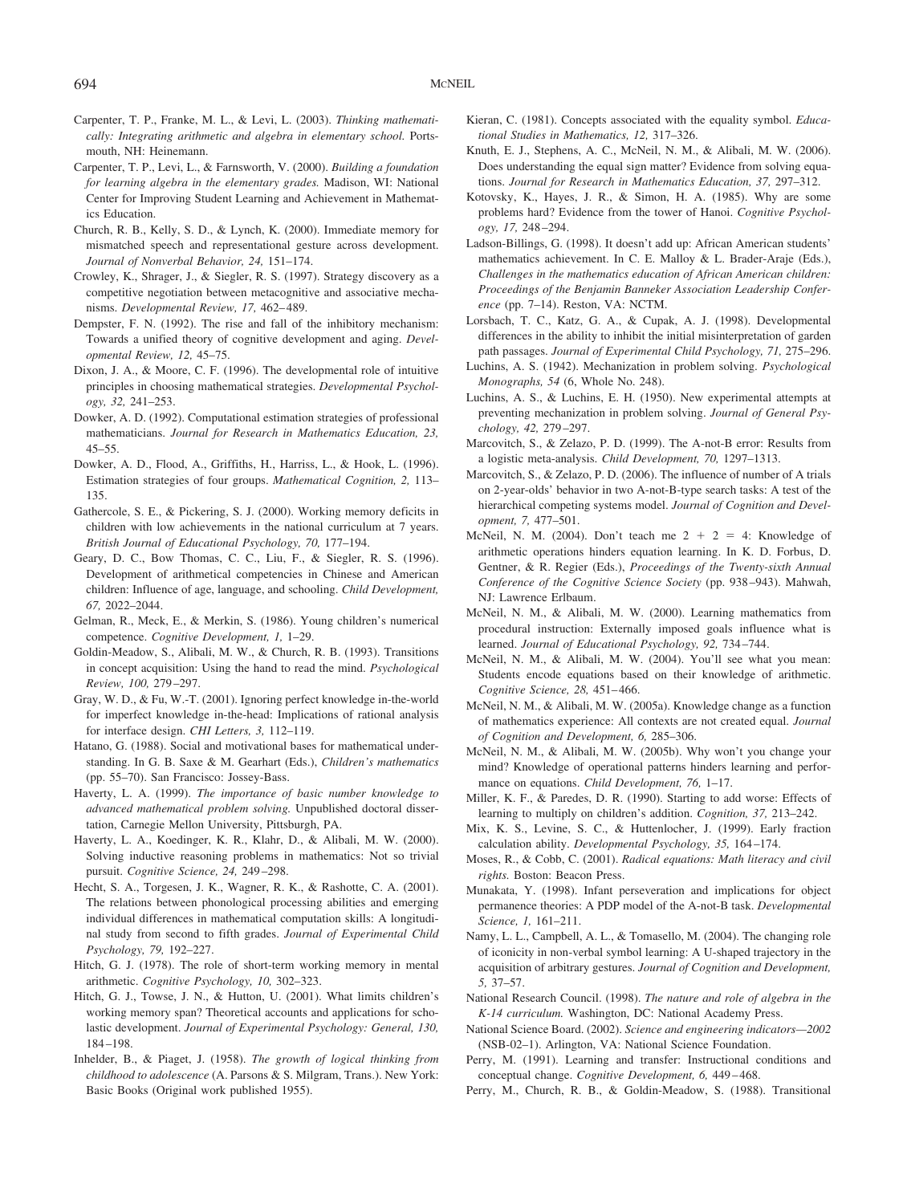Carpenter, T. P., Franke, M. L., & Levi, L. (2003). *Thinking mathematically: Integrating arithmetic and algebra in elementary school.* Portsmouth, NH: Heinemann.

Carpenter, T. P., Levi, L., & Farnsworth, V. (2000). *Building a foundation for learning algebra in the elementary grades.* Madison, WI: National Center for Improving Student Learning and Achievement in Mathematics Education.

Church, R. B., Kelly, S. D., & Lynch, K. (2000). Immediate memory for mismatched speech and representational gesture across development. *Journal of Nonverbal Behavior, 24,* 151–174.

Crowley, K., Shrager, J., & Siegler, R. S. (1997). Strategy discovery as a competitive negotiation between metacognitive and associative mechanisms. *Developmental Review, 17,* 462–489.

Dempster, F. N. (1992). The rise and fall of the inhibitory mechanism: Towards a unified theory of cognitive development and aging. *Developmental Review, 12,* 45–75.

Dixon, J. A., & Moore, C. F. (1996). The developmental role of intuitive principles in choosing mathematical strategies. *Developmental Psychology, 32,* 241–253.

Dowker, A. D. (1992). Computational estimation strategies of professional mathematicians. *Journal for Research in Mathematics Education, 23,* 45–55.

Dowker, A. D., Flood, A., Griffiths, H., Harriss, L., & Hook, L. (1996). Estimation strategies of four groups. *Mathematical Cognition, 2,* 113–135.

Gathercole, S. E., & Pickering, S. J. (2000). Working memory deficits in children with low achievements in the national curriculum at 7 years. *British Journal of Educational Psychology, 70,* 177–194.

Geary, D. C., Bow Thomas, C. C., Liu, F., & Siegler, R. S. (1996). Development of arithmetical competencies in Chinese and American children: Influence of age, language, and schooling. *Child Development, 67,* 2022–2044.

Gelman, R., Meck, E., & Merkin, S. (1986). Young children's numerical competence. *Cognitive Development, 1,* 1–29.

Goldin-Meadow, S., Alibali, M. W., & Church, R. B. (1993). Transitions in concept acquisition: Using the hand to read the mind. *Psychological Review, 100,* 279–297.

Gray, W. D., & Fu, W.-T. (2001). Ignoring perfect knowledge in-the-world for imperfect knowledge in-the-head: Implications of rational analysis for interface design. *CHI Letters, 3,* 112–119.

Hatano, G. (1988). Social and motivational bases for mathematical understanding. In G. B. Saxe & M. Gearhart (Eds.), *Children's mathematics* (pp. 55–70). San Francisco: Jossey-Bass.

Haverty, L. A. (1999). *The importance of basic number knowledge to advanced mathematical problem solving.* Unpublished doctoral dissertation, Carnegie Mellon University, Pittsburgh, PA.

Haverty, L. A., Koedinger, K. R., Klahr, D., & Alibali, M. W. (2000). Solving inductive reasoning problems in mathematics: Not so trivial pursuit. *Cognitive Science, 24,* 249–298.

Hecht, S. A., Torgesen, J. K., Wagner, R. K., & Rashotte, C. A. (2001). The relations between phonological processing abilities and emerging individual differences in mathematical computation skills: A longitudinal study from second to fifth grades. *Journal of Experimental Child Psychology, 79,* 192–227.

Hitch, G. J. (1978). The role of short-term working memory in mental arithmetic. *Cognitive Psychology, 10,* 302–323.

Hitch, G. J., Towse, J. N., & Hutton, U. (2001). What limits children's working memory span? Theoretical accounts and applications for scholastic development. *Journal of Experimental Psychology: General, 130,* 184–198.

Inhelder, B., & Piaget, J. (1958). *The growth of logical thinking from childhood to adolescence* (A. Parsons & S. Milgram, Trans.). New York: Basic Books (Original work published 1955).

Kieran, C. (1981). Concepts associated with the equality symbol. *Educational Studies in Mathematics, 12,* 317–326.

Knuth, E. J., Stephens, A. C., McNeil, N. M., & Alibali, M. W. (2006). Does understanding the equal sign matter? Evidence from solving equations. *Journal for Research in Mathematics Education, 37,* 297–312.

Kotovsky, K., Hayes, J. R., & Simon, H. A. (1985). Why are some problems hard? Evidence from the tower of Hanoi. *Cognitive Psychology, 17,* 248–294.

Ladson-Billings, G. (1998). It doesn't add up: African American students' mathematics achievement. In C. E. Malloy & L. Brader-Araje (Eds.), *Challenges in the mathematics education of African American children: Proceedings of the Benjamin Banneker Association Leadership Conference* (pp. 7–14). Reston, VA: NCTM.

Lorsbach, T. C., Katz, G. A., & Cupak, A. J. (1998). Developmental differences in the ability to inhibit the initial misinterpretation of garden path passages. *Journal of Experimental Child Psychology, 71,* 275–296.

Luchins, A. S. (1942). Mechanization in problem solving. *Psychological Monographs, 54* (6, Whole No. 248).

Luchins, A. S., & Luchins, E. H. (1950). New experimental attempts at preventing mechanization in problem solving. *Journal of General Psychology, 42,* 279–297.

Marcovitch, S., & Zelazo, P. D. (1999). The A-not-B error: Results from a logistic meta-analysis. *Child Development, 70,* 1297–1313.

Marcovitch, S., & Zelazo, P. D. (2006). The influence of number of A trials on 2-year-olds' behavior in two A-not-B-type search tasks: A test of the hierarchical competing systems model. *Journal of Cognition and Development, 7,* 477–501.

McNeil, N. M. (2004). Don't teach me 2 + 2 = 4: Knowledge of arithmetic operations hinders equation learning. In K. D. Forbus, D. Gentner, & R. Regier (Eds.), *Proceedings of the Twenty-sixth Annual Conference of the Cognitive Science Society* (pp. 938–943). Mahwah, NJ: Lawrence Erlbaum.

McNeil, N. M., & Alibali, M. W. (2000). Learning mathematics from procedural instruction: Externally imposed goals influence what is learned. *Journal of Educational Psychology, 92,* 734–744.

McNeil, N. M., & Alibali, M. W. (2004). You'll see what you mean: Students encode equations based on their knowledge of arithmetic. *Cognitive Science, 28,* 451–466.

McNeil, N. M., & Alibali, M. W. (2005a). Knowledge change as a function of mathematics experience: All contexts are not created equal. *Journal of Cognition and Development, 6,* 285–306.

McNeil, N. M., & Alibali, M. W. (2005b). Why won't you change your mind? Knowledge of operational patterns hinders learning and performance on equations. *Child Development, 76,* 1–17.

Miller, K. F., & Paredes, D. R. (1990). Starting to add worse: Effects of learning to multiply on children's addition. *Cognition, 37,* 213–242.

Mix, K. S., Levine, S. C., & Huttenlocher, J. (1999). Early fraction calculation ability. *Developmental Psychology, 35,* 164–174.

Moses, R., & Cobb, C. (2001). *Radical equations: Math literacy and civil rights.* Boston: Beacon Press.

Munakata, Y. (1998). Infant perseveration and implications for object permanence theories: A PDP model of the A-not-B task. *Developmental Science, 1,* 161–211.

Namy, L. L., Campbell, A. L., & Tomasello, M. (2004). The changing role of iconicity in non-verbal symbol learning: A U-shaped trajectory in the acquisition of arbitrary gestures. *Journal of Cognition and Development, 5,* 37–57.

National Research Council. (1998). *The nature and role of algebra in the K-14 curriculum.* Washington, DC: National Academy Press.

National Science Board. (2002). *Science and engineering indicators—2002* (NSB-02–1). Arlington, VA: National Science Foundation.

Perry, M. (1991). Learning and transfer: Instructional conditions and conceptual change. *Cognitive Development, 6,* 449–468.

Perry, M., Church, R. B., & Goldin-Meadow, S. (1988). Transitional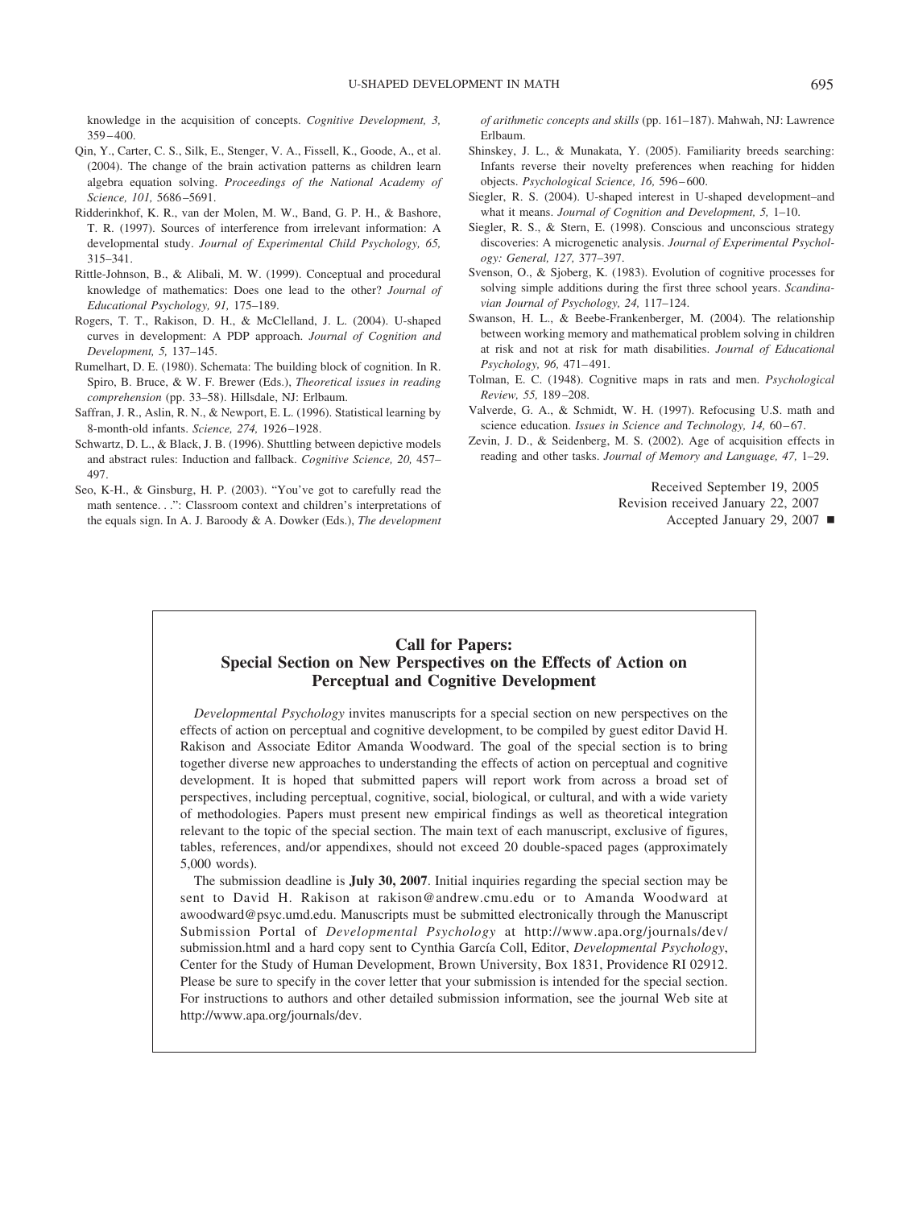knowledge in the acquisition of concepts. *Cognitive Development, 3,* 359–400.

Qin, Y., Carter, C. S., Silk, E., Stenger, V. A., Fissell, K., Goode, A., et al. (2004). The change of the brain activation patterns as children learn algebra equation solving. *Proceedings of the National Academy of Science, 101,* 5686–5691.

Ridderinkhof, K. R., van der Molen, M. W., Band, G. P. H., & Bashore, T. R. (1997). Sources of interference from irrelevant information: A developmental study. *Journal of Experimental Child Psychology, 65,* 315–341.

Rittle-Johnson, B., & Alibali, M. W. (1999). Conceptual and procedural knowledge of mathematics: Does one lead to the other? *Journal of Educational Psychology, 91,* 175–189.

Rogers, T. T., Rakison, D. H., & McClelland, J. L. (2004). U-shaped curves in development: A PDP approach. *Journal of Cognition and Development, 5,* 137–145.

Rumelhart, D. E. (1980). Schemata: The building block of cognition. In R. Spiro, B. Bruce, & W. F. Brewer (Eds.), *Theoretical issues in reading comprehension* (pp. 33–58). Hillsdale, NJ: Erlbaum.

Saffran, J. R., Aslin, R. N., & Newport, E. L. (1996). Statistical learning by 8-month-old infants. *Science, 274,* 1926–1928.

Schwartz, D. L., & Black, J. B. (1996). Shuttling between depictive models and abstract rules: Induction and fallback. *Cognitive Science, 20,* 457–497.

Seo, K-H., & Ginsburg, H. P. (2003). "You've got to carefully read the math sentence. . .": Classroom context and children's interpretations of the equals sign. In A. J. Baroody & A. Dowker (Eds.), *The development of arithmetic concepts and skills* (pp. 161–187). Mahwah, NJ: Lawrence Erlbaum.

Shinskey, J. L., & Munakata, Y. (2005). Familiarity breeds searching: Infants reverse their novelty preferences when reaching for hidden objects. *Psychological Science, 16,* 596–600.

Siegler, R. S. (2004). U-shaped interest in U-shaped development–and what it means. *Journal of Cognition and Development, 5,* 1–10.

Siegler, R. S., & Stern, E. (1998). Conscious and unconscious strategy discoveries: A microgenetic analysis. *Journal of Experimental Psychology: General, 127,* 377–397.

Svenson, O., & Sjoberg, K. (1983). Evolution of cognitive processes for solving simple additions during the first three school years. *Scandinavian Journal of Psychology, 24,* 117–124.

Swanson, H. L., & Beebe-Frankenberger, M. (2004). The relationship between working memory and mathematical problem solving in children at risk and not at risk for math disabilities. *Journal of Educational Psychology, 96,* 471–491.

Tolman, E. C. (1948). Cognitive maps in rats and men. *Psychological Review, 55,* 189–208.

Valverde, G. A., & Schmidt, W. H. (1997). Refocusing U.S. math and science education. *Issues in Science and Technology, 14,* 60–67.

Zevin, J. D., & Seidenberg, M. S. (2002). Age of acquisition effects in reading and other tasks. *Journal of Memory and Language, 47,* 1–29.

Received September 19, 2005
Revision received January 22, 2007
Accepted January 29, 2007 ■

## Call for Papers: Special Section on New Perspectives on the Effects of Action on Perceptual and Cognitive Development

*Developmental Psychology* invites manuscripts for a special section on new perspectives on the effects of action on perceptual and cognitive development, to be compiled by guest editor David H. Rakison and Associate Editor Amanda Woodward. The goal of the special section is to bring together diverse new approaches to understanding the effects of action on perceptual and cognitive development. It is hoped that submitted papers will report work from across a broad set of perspectives, including perceptual, cognitive, social, biological, or cultural, and with a wide variety of methodologies. Papers must present new empirical findings as well as theoretical integration relevant to the topic of the special section. The main text of each manuscript, exclusive of figures, tables, references, and/or appendixes, should not exceed 20 double-spaced pages (approximately 5,000 words).

The submission deadline is **July 30, 2007**. Initial inquiries regarding the special section may be sent to David H. Rakison at rakison@andrew.cmu.edu or to Amanda Woodward at awoodward@psyc.umd.edu. Manuscripts must be submitted electronically through the Manuscript Submission Portal of *Developmental Psychology* at http://www.apa.org/journals/dev/submission.html and a hard copy sent to Cynthia García Coll, Editor, *Developmental Psychology*, Center for the Study of Human Development, Brown University, Box 1831, Providence RI 02912. Please be sure to specify in the cover letter that your submission is intended for the special section. For instructions to authors and other detailed submission information, see the journal Web site at http://www.apa.org/journals/dev.